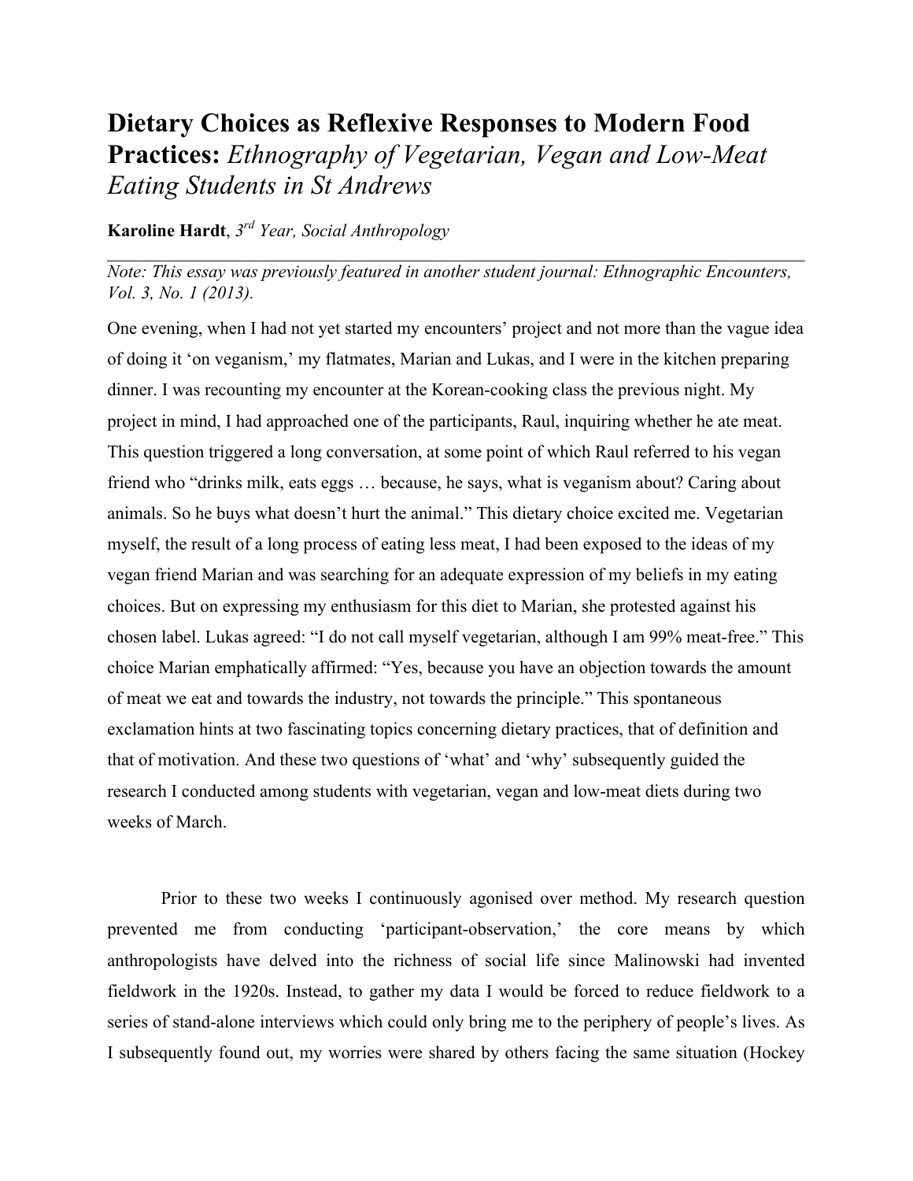# **Dietary Choices as Reflexive Responses to Modern Food Practices:** *Ethnography of Vegetarian, Vegan and Low-Meat Eating Students in St Andrews*

**Karoline Hardt**, *3rd Year, Social Anthropology*

---

*Note: This essay was previously featured in another student journal: Ethnographic Encounters, Vol. 3, No. 1 (2013).*

One evening, when I had not yet started my encounters' project and not more than the vague idea of doing it 'on veganism,' my flatmates, Marian and Lukas, and I were in the kitchen preparing dinner. I was recounting my encounter at the Korean-cooking class the previous night. My project in mind, I had approached one of the participants, Raul, inquiring whether he ate meat. This question triggered a long conversation, at some point of which Raul referred to his vegan friend who "drinks milk, eats eggs … because, he says, what is veganism about? Caring about animals. So he buys what doesn't hurt the animal." This dietary choice excited me. Vegetarian myself, the result of a long process of eating less meat, I had been exposed to the ideas of my vegan friend Marian and was searching for an adequate expression of my beliefs in my eating choices. But on expressing my enthusiasm for this diet to Marian, she protested against his chosen label. Lukas agreed: "I do not call myself vegetarian, although I am 99% meat-free." This choice Marian emphatically affirmed: "Yes, because you have an objection towards the amount of meat we eat and towards the industry, not towards the principle." This spontaneous exclamation hints at two fascinating topics concerning dietary practices, that of definition and that of motivation. And these two questions of 'what' and 'why' subsequently guided the research I conducted among students with vegetarian, vegan and low-meat diets during two weeks of March.

Prior to these two weeks I continuously agonised over method. My research question prevented me from conducting 'participant-observation,' the core means by which anthropologists have delved into the richness of social life since Malinowski had invented fieldwork in the 1920s. Instead, to gather my data I would be forced to reduce fieldwork to a series of stand-alone interviews which could only bring me to the periphery of people's lives. As I subsequently found out, my worries were shared by others facing the same situation (Hockey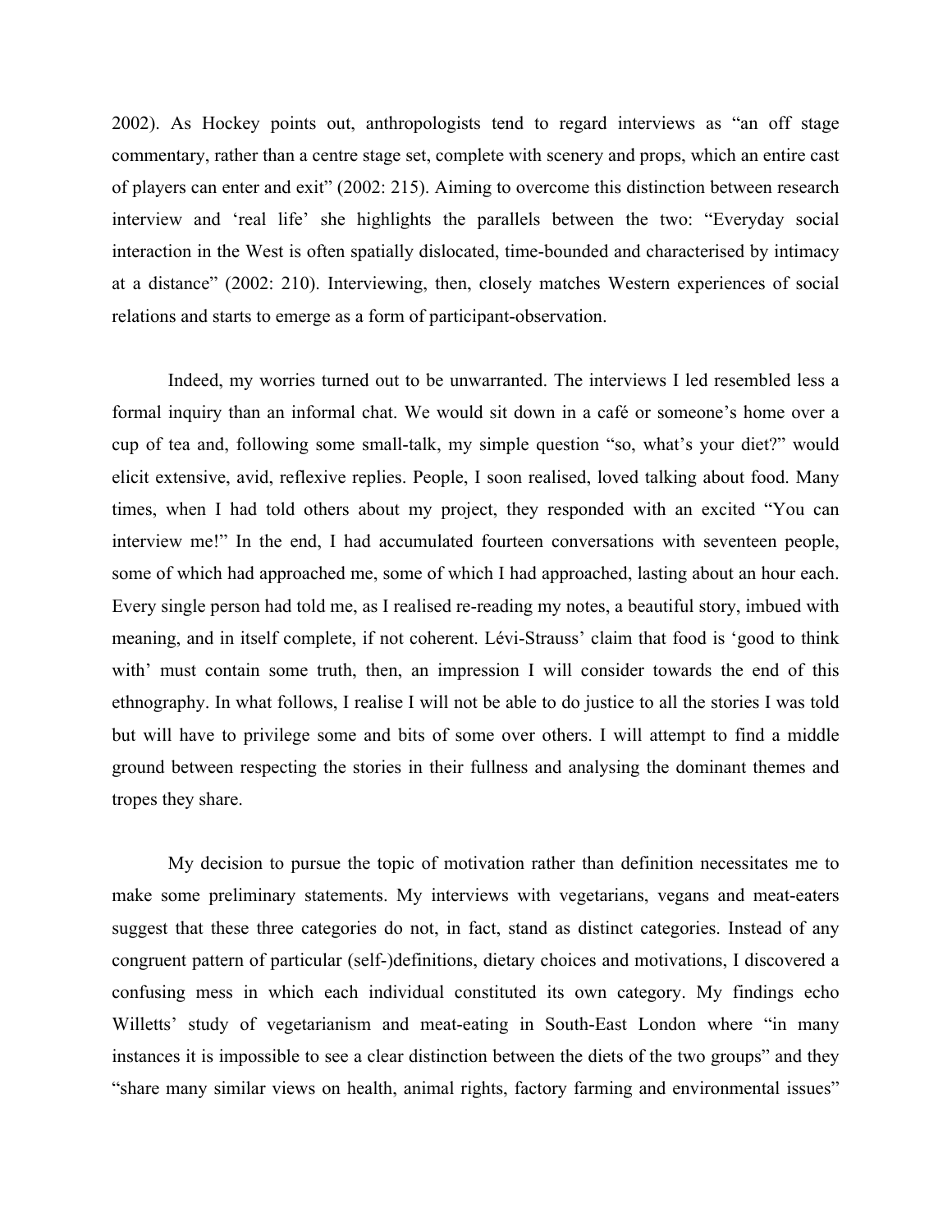2002). As Hockey points out, anthropologists tend to regard interviews as "an off stage commentary, rather than a centre stage set, complete with scenery and props, which an entire cast of players can enter and exit" (2002: 215). Aiming to overcome this distinction between research interview and 'real life' she highlights the parallels between the two: "Everyday social interaction in the West is often spatially dislocated, time-bounded and characterised by intimacy at a distance" (2002: 210). Interviewing, then, closely matches Western experiences of social relations and starts to emerge as a form of participant-observation.

Indeed, my worries turned out to be unwarranted. The interviews I led resembled less a formal inquiry than an informal chat. We would sit down in a café or someone's home over a cup of tea and, following some small-talk, my simple question "so, what's your diet?" would elicit extensive, avid, reflexive replies. People, I soon realised, loved talking about food. Many times, when I had told others about my project, they responded with an excited "You can interview me!" In the end, I had accumulated fourteen conversations with seventeen people, some of which had approached me, some of which I had approached, lasting about an hour each. Every single person had told me, as I realised re-reading my notes, a beautiful story, imbued with meaning, and in itself complete, if not coherent. Lévi-Strauss' claim that food is 'good to think with' must contain some truth, then, an impression I will consider towards the end of this ethnography. In what follows, I realise I will not be able to do justice to all the stories I was told but will have to privilege some and bits of some over others. I will attempt to find a middle ground between respecting the stories in their fullness and analysing the dominant themes and tropes they share.

My decision to pursue the topic of motivation rather than definition necessitates me to make some preliminary statements. My interviews with vegetarians, vegans and meat-eaters suggest that these three categories do not, in fact, stand as distinct categories. Instead of any congruent pattern of particular (self-)definitions, dietary choices and motivations, I discovered a confusing mess in which each individual constituted its own category. My findings echo Willetts' study of vegetarianism and meat-eating in South-East London where "in many instances it is impossible to see a clear distinction between the diets of the two groups" and they "share many similar views on health, animal rights, factory farming and environmental issues"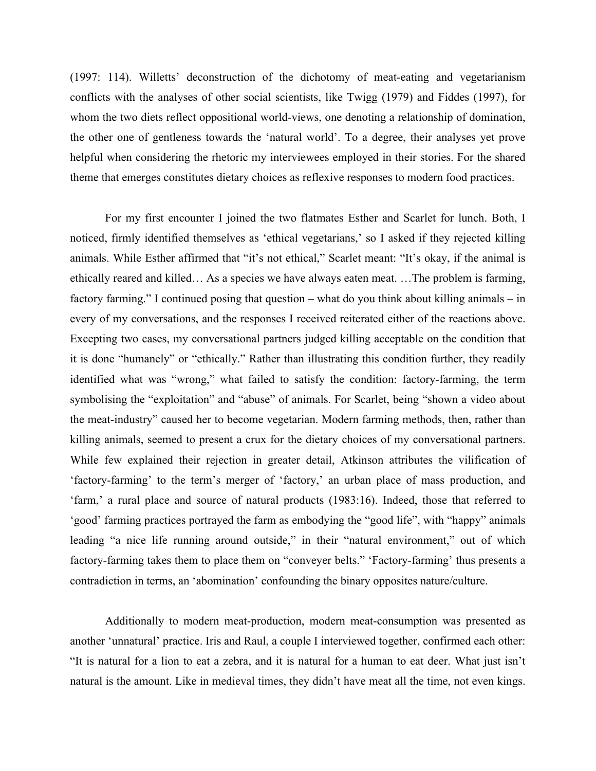(1997: 114). Willetts' deconstruction of the dichotomy of meat-eating and vegetarianism conflicts with the analyses of other social scientists, like Twigg (1979) and Fiddes (1997), for whom the two diets reflect oppositional world-views, one denoting a relationship of domination, the other one of gentleness towards the 'natural world'. To a degree, their analyses yet prove helpful when considering the rhetoric my interviewees employed in their stories. For the shared theme that emerges constitutes dietary choices as reflexive responses to modern food practices.

For my first encounter I joined the two flatmates Esther and Scarlet for lunch. Both, I noticed, firmly identified themselves as 'ethical vegetarians,' so I asked if they rejected killing animals. While Esther affirmed that "it's not ethical," Scarlet meant: "It's okay, if the animal is ethically reared and killed… As a species we have always eaten meat. …The problem is farming, factory farming." I continued posing that question – what do you think about killing animals – in every of my conversations, and the responses I received reiterated either of the reactions above. Excepting two cases, my conversational partners judged killing acceptable on the condition that it is done "humanely" or "ethically." Rather than illustrating this condition further, they readily identified what was "wrong," what failed to satisfy the condition: factory-farming, the term symbolising the "exploitation" and "abuse" of animals. For Scarlet, being "shown a video about the meat-industry" caused her to become vegetarian. Modern farming methods, then, rather than killing animals, seemed to present a crux for the dietary choices of my conversational partners. While few explained their rejection in greater detail, Atkinson attributes the vilification of 'factory-farming' to the term's merger of 'factory,' an urban place of mass production, and 'farm,' a rural place and source of natural products (1983:16). Indeed, those that referred to 'good' farming practices portrayed the farm as embodying the "good life", with "happy" animals leading "a nice life running around outside," in their "natural environment," out of which factory-farming takes them to place them on "conveyer belts." 'Factory-farming' thus presents a contradiction in terms, an 'abomination' confounding the binary opposites nature/culture.

Additionally to modern meat-production, modern meat-consumption was presented as another 'unnatural' practice. Iris and Raul, a couple I interviewed together, confirmed each other: "It is natural for a lion to eat a zebra, and it is natural for a human to eat deer. What just isn't natural is the amount. Like in medieval times, they didn't have meat all the time, not even kings.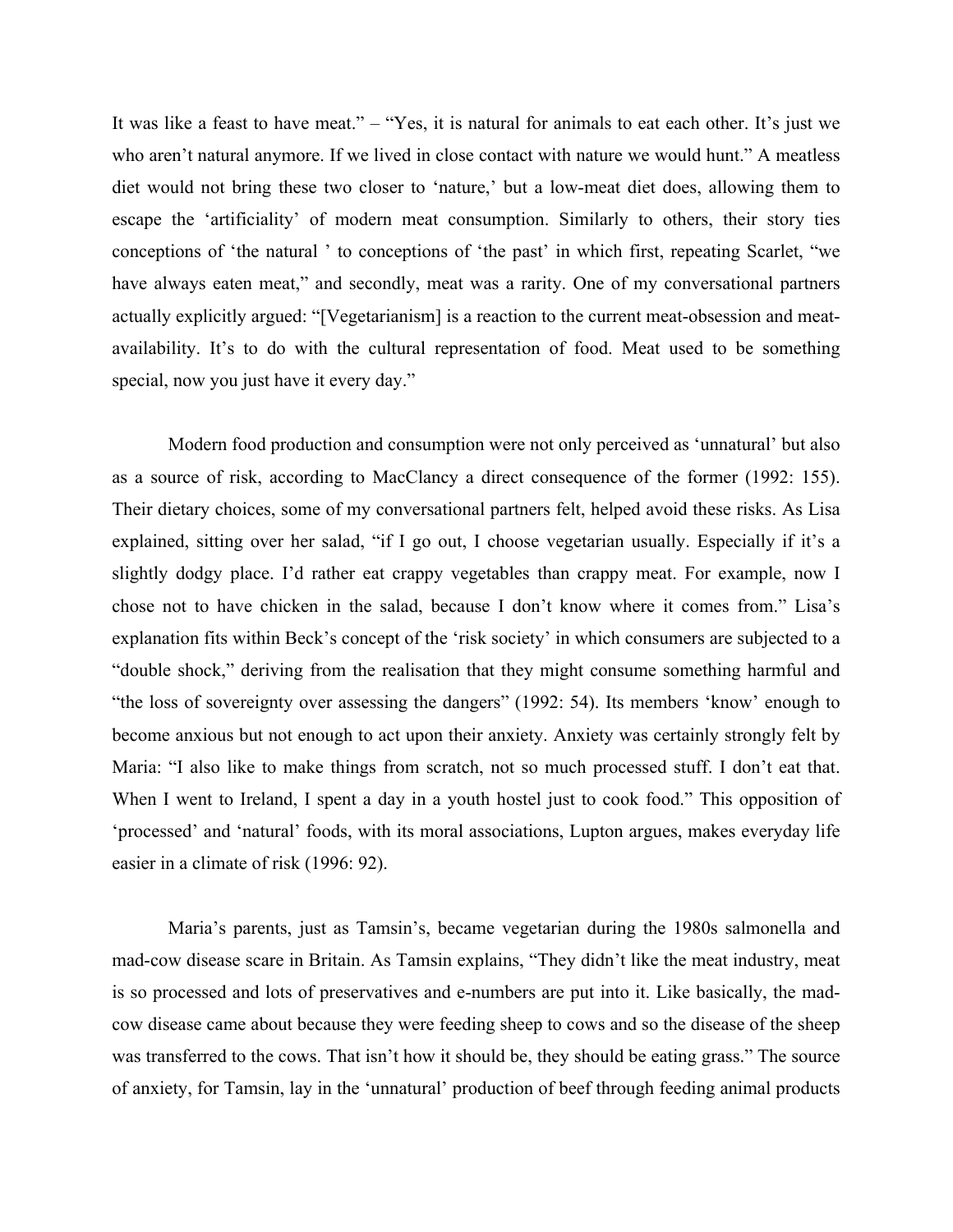It was like a feast to have meat." – "Yes, it is natural for animals to eat each other. It's just we who aren't natural anymore. If we lived in close contact with nature we would hunt." A meatless diet would not bring these two closer to 'nature,' but a low-meat diet does, allowing them to escape the 'artificiality' of modern meat consumption. Similarly to others, their story ties conceptions of 'the natural ' to conceptions of 'the past' in which first, repeating Scarlet, "we have always eaten meat," and secondly, meat was a rarity. One of my conversational partners actually explicitly argued: "[Vegetarianism] is a reaction to the current meat-obsession and meat-availability. It's to do with the cultural representation of food. Meat used to be something special, now you just have it every day."

Modern food production and consumption were not only perceived as 'unnatural' but also as a source of risk, according to MacClancy a direct consequence of the former (1992: 155). Their dietary choices, some of my conversational partners felt, helped avoid these risks. As Lisa explained, sitting over her salad, "if I go out, I choose vegetarian usually. Especially if it's a slightly dodgy place. I'd rather eat crappy vegetables than crappy meat. For example, now I chose not to have chicken in the salad, because I don't know where it comes from." Lisa's explanation fits within Beck's concept of the 'risk society' in which consumers are subjected to a "double shock," deriving from the realisation that they might consume something harmful and "the loss of sovereignty over assessing the dangers" (1992: 54). Its members 'know' enough to become anxious but not enough to act upon their anxiety. Anxiety was certainly strongly felt by Maria: "I also like to make things from scratch, not so much processed stuff. I don't eat that. When I went to Ireland, I spent a day in a youth hostel just to cook food." This opposition of 'processed' and 'natural' foods, with its moral associations, Lupton argues, makes everyday life easier in a climate of risk (1996: 92).

Maria's parents, just as Tamsin's, became vegetarian during the 1980s salmonella and mad-cow disease scare in Britain. As Tamsin explains, "They didn't like the meat industry, meat is so processed and lots of preservatives and e-numbers are put into it. Like basically, the mad-cow disease came about because they were feeding sheep to cows and so the disease of the sheep was transferred to the cows. That isn't how it should be, they should be eating grass." The source of anxiety, for Tamsin, lay in the 'unnatural' production of beef through feeding animal products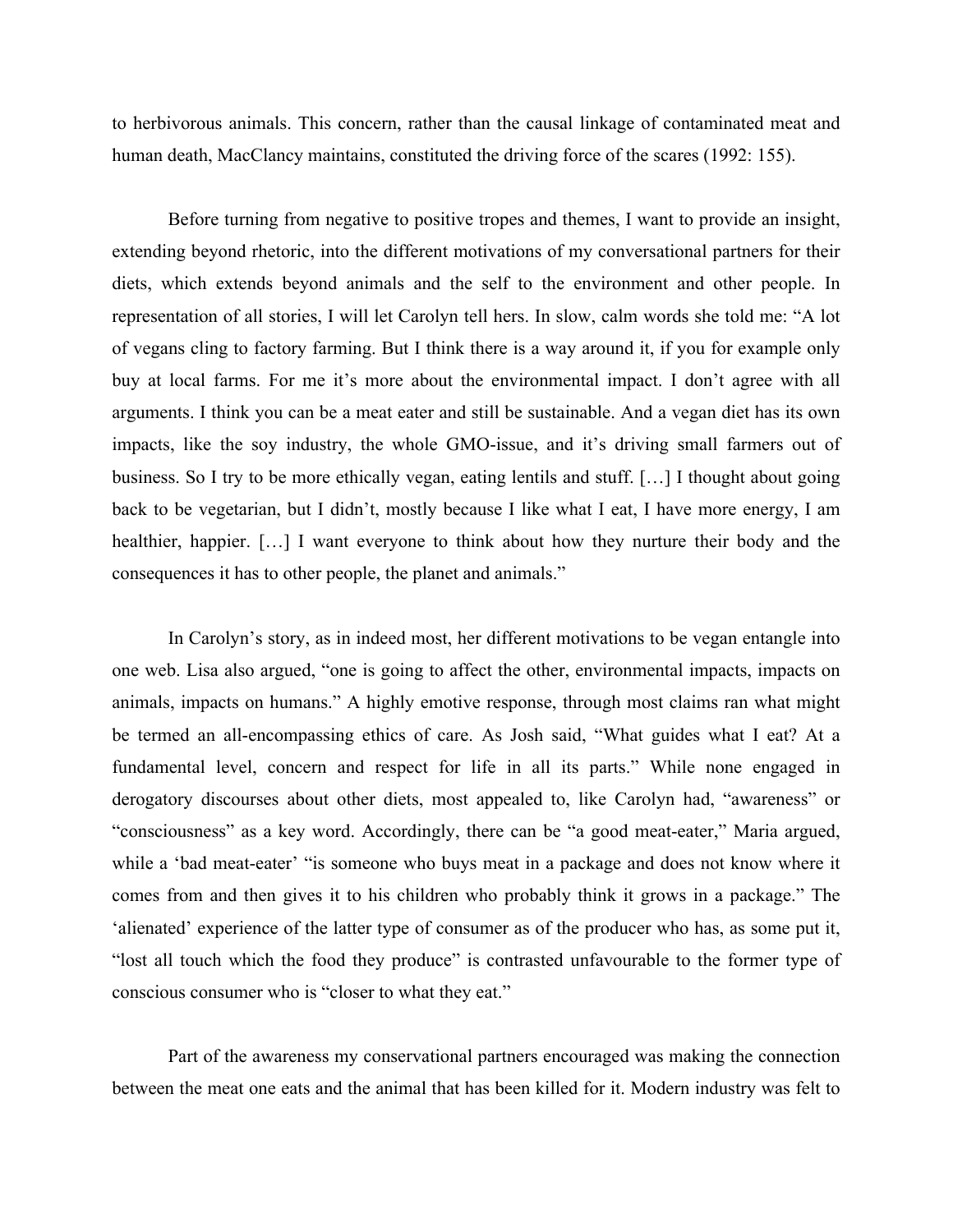to herbivorous animals. This concern, rather than the causal linkage of contaminated meat and human death, MacClancy maintains, constituted the driving force of the scares (1992: 155).

Before turning from negative to positive tropes and themes, I want to provide an insight, extending beyond rhetoric, into the different motivations of my conversational partners for their diets, which extends beyond animals and the self to the environment and other people. In representation of all stories, I will let Carolyn tell hers. In slow, calm words she told me: "A lot of vegans cling to factory farming. But I think there is a way around it, if you for example only buy at local farms. For me it's more about the environmental impact. I don't agree with all arguments. I think you can be a meat eater and still be sustainable. And a vegan diet has its own impacts, like the soy industry, the whole GMO-issue, and it's driving small farmers out of business. So I try to be more ethically vegan, eating lentils and stuff. […] I thought about going back to be vegetarian, but I didn't, mostly because I like what I eat, I have more energy, I am healthier, happier. […] I want everyone to think about how they nurture their body and the consequences it has to other people, the planet and animals."

In Carolyn's story, as in indeed most, her different motivations to be vegan entangle into one web. Lisa also argued, "one is going to affect the other, environmental impacts, impacts on animals, impacts on humans." A highly emotive response, through most claims ran what might be termed an all-encompassing ethics of care. As Josh said, "What guides what I eat? At a fundamental level, concern and respect for life in all its parts." While none engaged in derogatory discourses about other diets, most appealed to, like Carolyn had, "awareness" or "consciousness" as a key word. Accordingly, there can be "a good meat-eater," Maria argued, while a 'bad meat-eater' "is someone who buys meat in a package and does not know where it comes from and then gives it to his children who probably think it grows in a package." The 'alienated' experience of the latter type of consumer as of the producer who has, as some put it, "lost all touch which the food they produce" is contrasted unfavourable to the former type of conscious consumer who is "closer to what they eat."

Part of the awareness my conservational partners encouraged was making the connection between the meat one eats and the animal that has been killed for it. Modern industry was felt to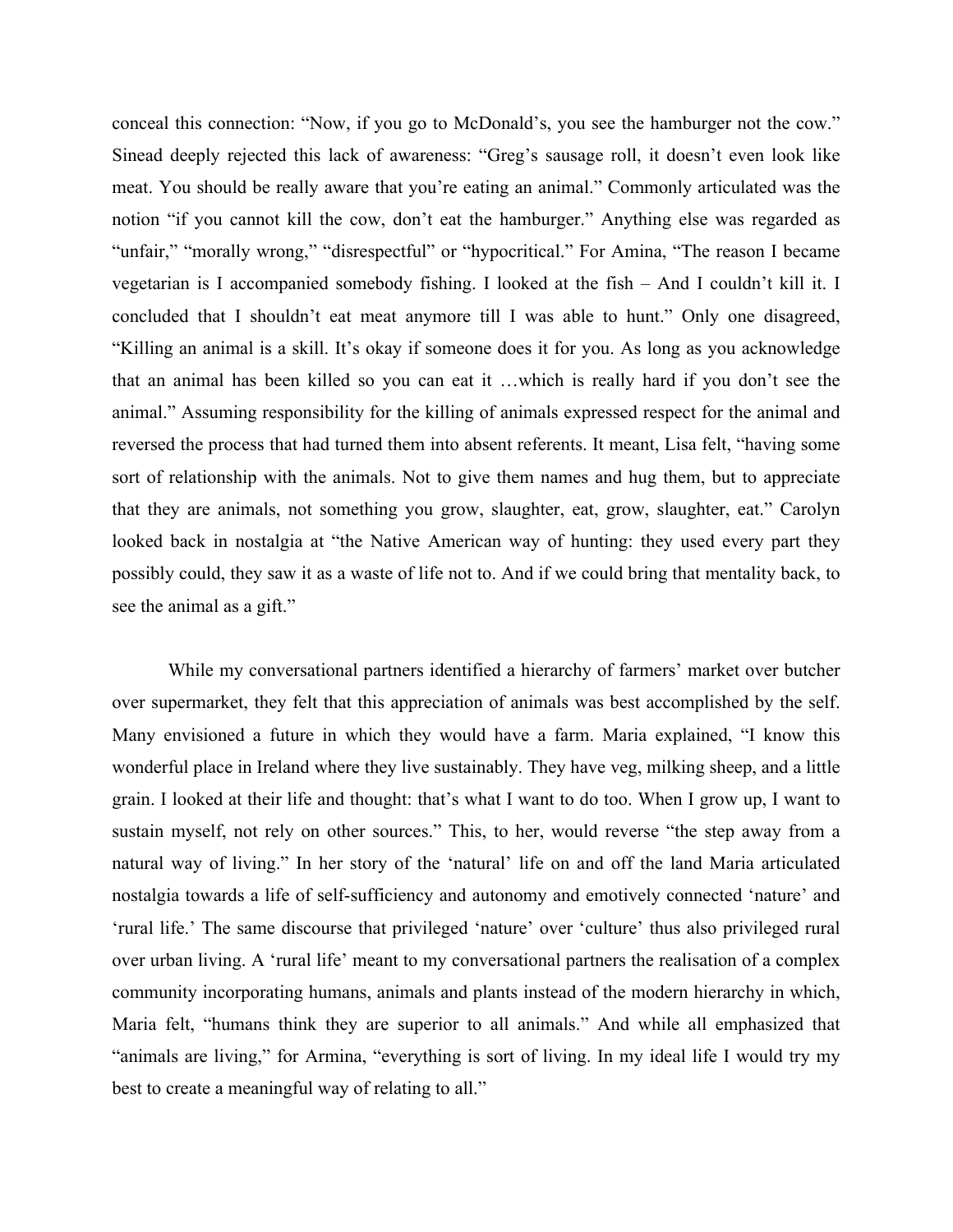conceal this connection: "Now, if you go to McDonald's, you see the hamburger not the cow." Sinead deeply rejected this lack of awareness: "Greg's sausage roll, it doesn't even look like meat. You should be really aware that you're eating an animal." Commonly articulated was the notion "if you cannot kill the cow, don't eat the hamburger." Anything else was regarded as "unfair," "morally wrong," "disrespectful" or "hypocritical." For Amina, "The reason I became vegetarian is I accompanied somebody fishing. I looked at the fish – And I couldn't kill it. I concluded that I shouldn't eat meat anymore till I was able to hunt." Only one disagreed, "Killing an animal is a skill. It's okay if someone does it for you. As long as you acknowledge that an animal has been killed so you can eat it …which is really hard if you don't see the animal." Assuming responsibility for the killing of animals expressed respect for the animal and reversed the process that had turned them into absent referents. It meant, Lisa felt, "having some sort of relationship with the animals. Not to give them names and hug them, but to appreciate that they are animals, not something you grow, slaughter, eat, grow, slaughter, eat." Carolyn looked back in nostalgia at "the Native American way of hunting: they used every part they possibly could, they saw it as a waste of life not to. And if we could bring that mentality back, to see the animal as a gift."

While my conversational partners identified a hierarchy of farmers' market over butcher over supermarket, they felt that this appreciation of animals was best accomplished by the self. Many envisioned a future in which they would have a farm. Maria explained, "I know this wonderful place in Ireland where they live sustainably. They have veg, milking sheep, and a little grain. I looked at their life and thought: that's what I want to do too. When I grow up, I want to sustain myself, not rely on other sources." This, to her, would reverse "the step away from a natural way of living." In her story of the 'natural' life on and off the land Maria articulated nostalgia towards a life of self-sufficiency and autonomy and emotively connected 'nature' and 'rural life.' The same discourse that privileged 'nature' over 'culture' thus also privileged rural over urban living. A 'rural life' meant to my conversational partners the realisation of a complex community incorporating humans, animals and plants instead of the modern hierarchy in which, Maria felt, "humans think they are superior to all animals." And while all emphasized that "animals are living," for Armina, "everything is sort of living. In my ideal life I would try my best to create a meaningful way of relating to all."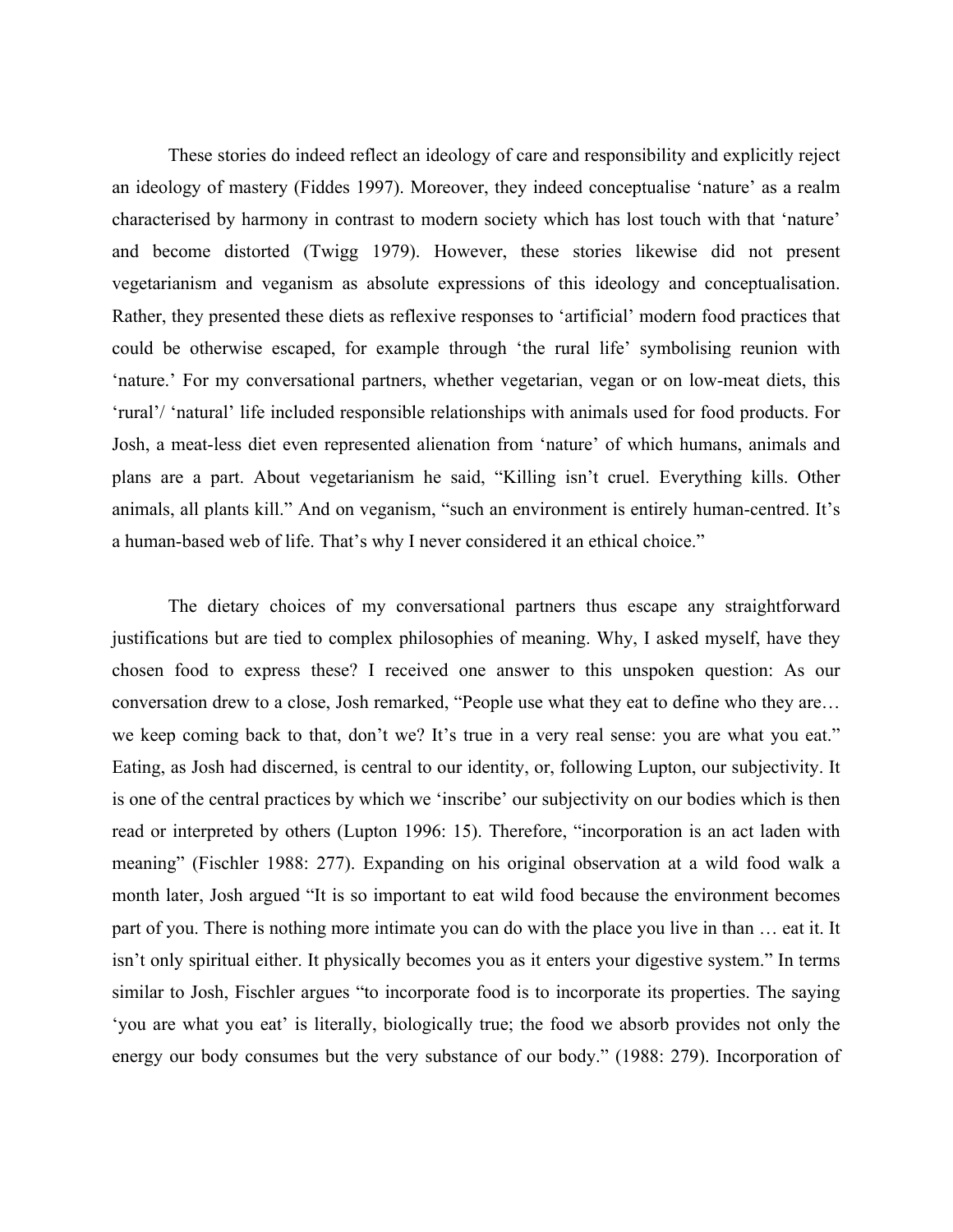These stories do indeed reflect an ideology of care and responsibility and explicitly reject an ideology of mastery (Fiddes 1997). Moreover, they indeed conceptualise 'nature' as a realm characterised by harmony in contrast to modern society which has lost touch with that 'nature' and become distorted (Twigg 1979). However, these stories likewise did not present vegetarianism and veganism as absolute expressions of this ideology and conceptualisation. Rather, they presented these diets as reflexive responses to 'artificial' modern food practices that could be otherwise escaped, for example through 'the rural life' symbolising reunion with 'nature.' For my conversational partners, whether vegetarian, vegan or on low-meat diets, this 'rural'/ 'natural' life included responsible relationships with animals used for food products. For Josh, a meat-less diet even represented alienation from 'nature' of which humans, animals and plans are a part. About vegetarianism he said, "Killing isn't cruel. Everything kills. Other animals, all plants kill." And on veganism, "such an environment is entirely human-centred. It's a human-based web of life. That's why I never considered it an ethical choice."

The dietary choices of my conversational partners thus escape any straightforward justifications but are tied to complex philosophies of meaning. Why, I asked myself, have they chosen food to express these? I received one answer to this unspoken question: As our conversation drew to a close, Josh remarked, "People use what they eat to define who they are… we keep coming back to that, don't we? It's true in a very real sense: you are what you eat." Eating, as Josh had discerned, is central to our identity, or, following Lupton, our subjectivity. It is one of the central practices by which we 'inscribe' our subjectivity on our bodies which is then read or interpreted by others (Lupton 1996: 15). Therefore, "incorporation is an act laden with meaning" (Fischler 1988: 277). Expanding on his original observation at a wild food walk a month later, Josh argued "It is so important to eat wild food because the environment becomes part of you. There is nothing more intimate you can do with the place you live in than … eat it. It isn't only spiritual either. It physically becomes you as it enters your digestive system." In terms similar to Josh, Fischler argues "to incorporate food is to incorporate its properties. The saying 'you are what you eat' is literally, biologically true; the food we absorb provides not only the energy our body consumes but the very substance of our body." (1988: 279). Incorporation of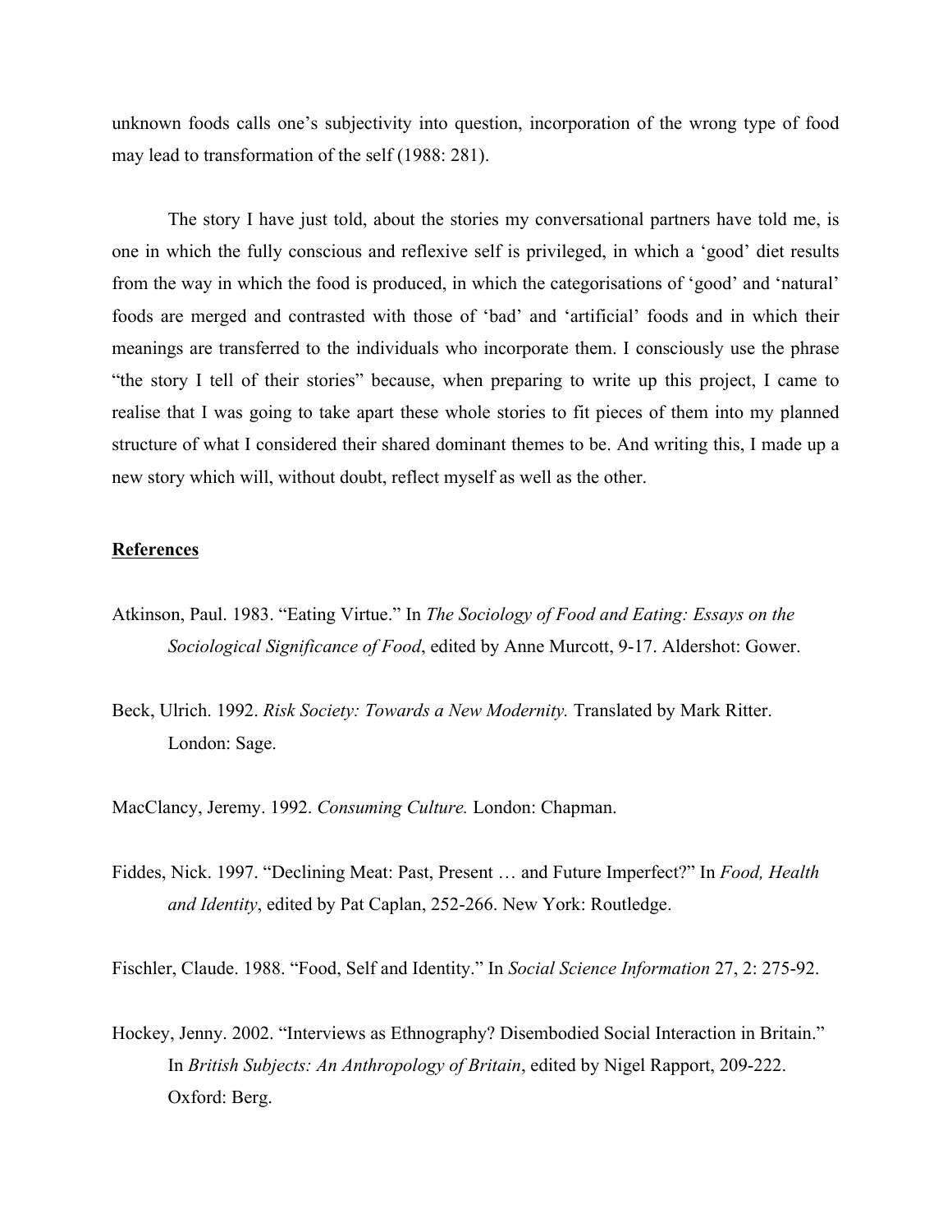unknown foods calls one's subjectivity into question, incorporation of the wrong type of food may lead to transformation of the self (1988: 281).

The story I have just told, about the stories my conversational partners have told me, is one in which the fully conscious and reflexive self is privileged, in which a 'good' diet results from the way in which the food is produced, in which the categorisations of 'good' and 'natural' foods are merged and contrasted with those of 'bad' and 'artificial' foods and in which their meanings are transferred to the individuals who incorporate them. I consciously use the phrase "the story I tell of their stories" because, when preparing to write up this project, I came to realise that I was going to take apart these whole stories to fit pieces of them into my planned structure of what I considered their shared dominant themes to be. And writing this, I made up a new story which will, without doubt, reflect myself as well as the other.

## References

Atkinson, Paul. 1983. "Eating Virtue." In *The Sociology of Food and Eating: Essays on the Sociological Significance of Food*, edited by Anne Murcott, 9-17. Aldershot: Gower.

Beck, Ulrich. 1992. *Risk Society: Towards a New Modernity.* Translated by Mark Ritter. London: Sage.

MacClancy, Jeremy. 1992. *Consuming Culture.* London: Chapman.

Fiddes, Nick. 1997. "Declining Meat: Past, Present … and Future Imperfect?" In *Food, Health and Identity*, edited by Pat Caplan, 252-266. New York: Routledge.

Fischler, Claude. 1988. "Food, Self and Identity." In *Social Science Information* 27, 2: 275-92.

Hockey, Jenny. 2002. "Interviews as Ethnography? Disembodied Social Interaction in Britain." In *British Subjects: An Anthropology of Britain*, edited by Nigel Rapport, 209-222. Oxford: Berg.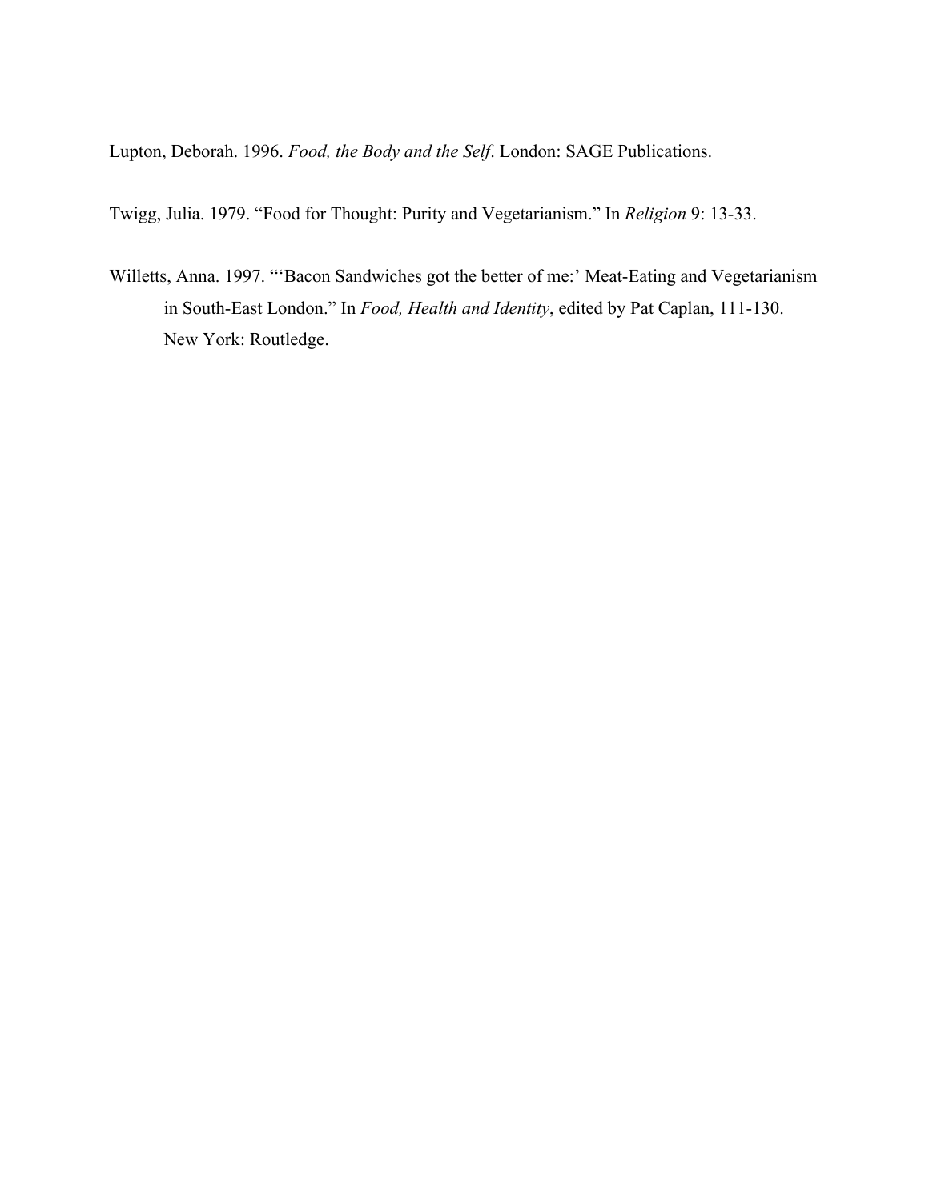Lupton, Deborah. 1996. *Food, the Body and the Self*. London: SAGE Publications.

Twigg, Julia. 1979. "Food for Thought: Purity and Vegetarianism." In *Religion* 9: 13-33.

Willetts, Anna. 1997. "'Bacon Sandwiches got the better of me:' Meat-Eating and Vegetarianism in South-East London." In *Food, Health and Identity*, edited by Pat Caplan, 111-130. New York: Routledge.